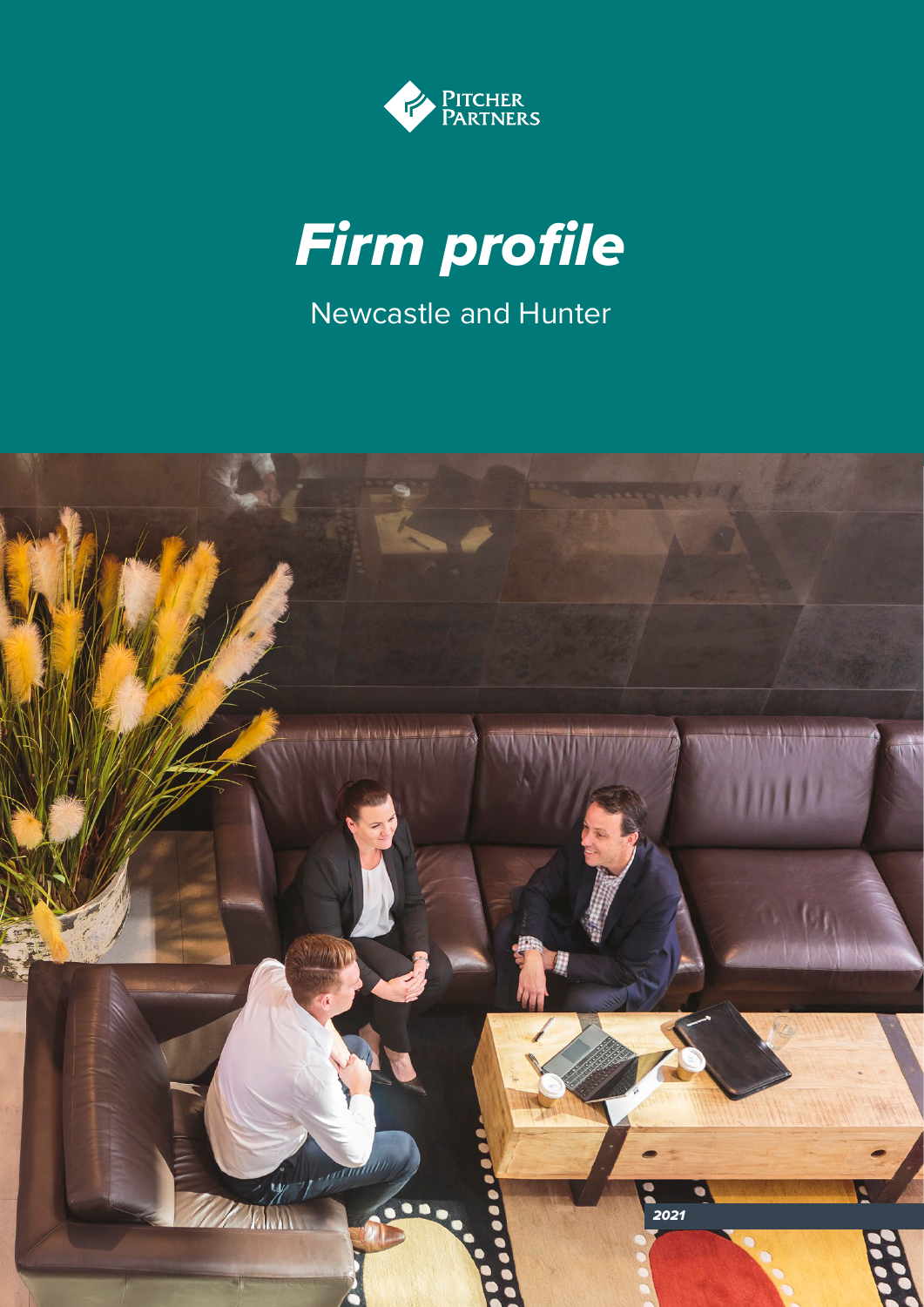Pitcher Partners

# *Firm profile*

Newcastle and Hunter

*2021*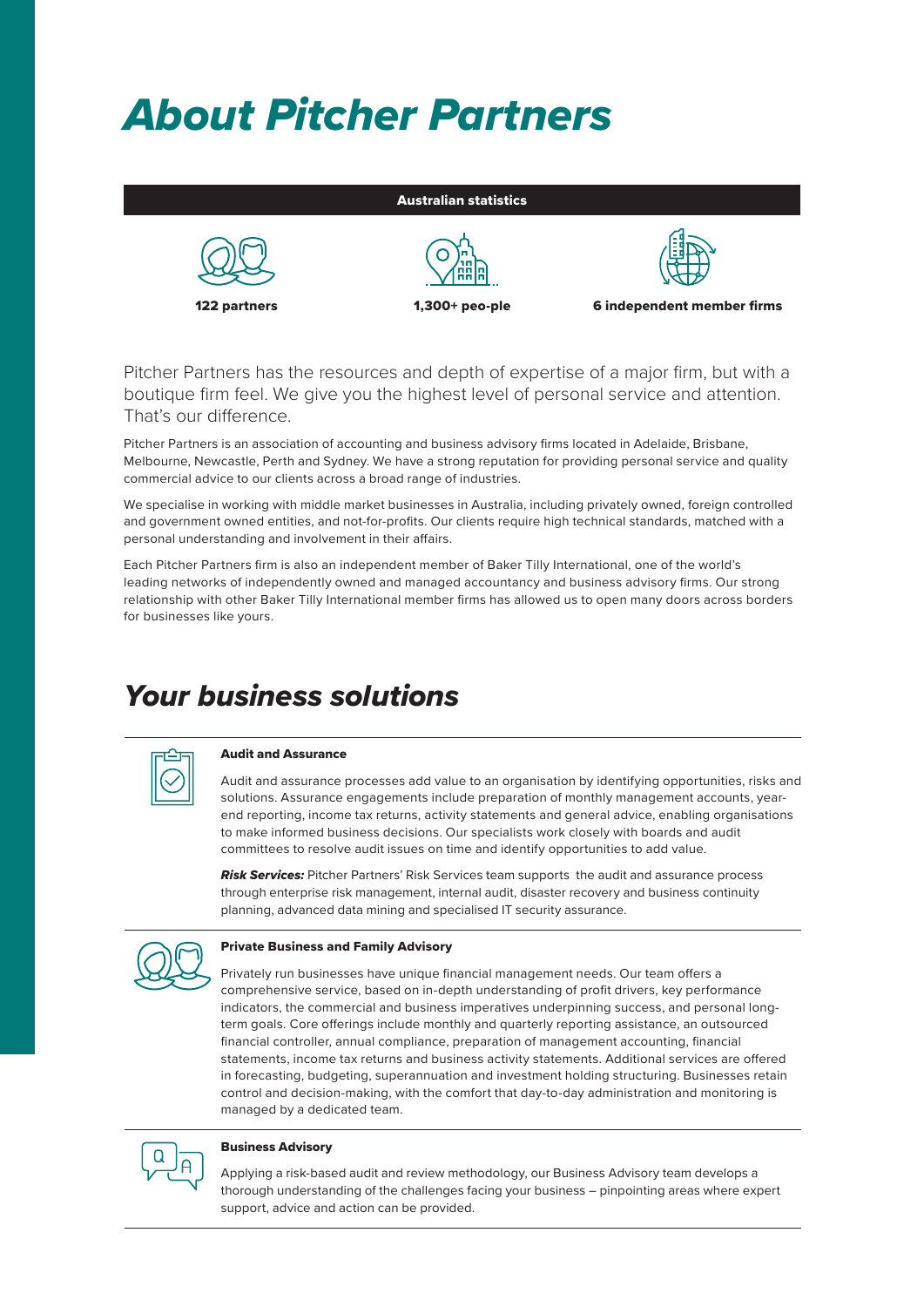# About Pitcher Partners

**Australian statistics**

| 122 partners | 1,300+ peo-ple | 6 independent member firms |
|---|---|---|

Pitcher Partners has the resources and depth of expertise of a major firm, but with a boutique firm feel. We give you the highest level of personal service and attention. That's our difference.

Pitcher Partners is an association of accounting and business advisory firms located in Adelaide, Brisbane, Melbourne, Newcastle, Perth and Sydney. We have a strong reputation for providing personal service and quality commercial advice to our clients across a broad range of industries.

We specialise in working with middle market businesses in Australia, including privately owned, foreign controlled and government owned entities, and not-for-profits. Our clients require high technical standards, matched with a personal understanding and involvement in their affairs.

Each Pitcher Partners firm is also an independent member of Baker Tilly International, one of the world's leading networks of independently owned and managed accountancy and business advisory firms. Our strong relationship with other Baker Tilly International member firms has allowed us to open many doors across borders for businesses like yours.

# Your business solutions

### Audit and Assurance

Audit and assurance processes add value to an organisation by identifying opportunities, risks and solutions. Assurance engagements include preparation of monthly management accounts, year-end reporting, income tax returns, activity statements and general advice, enabling organisations to make informed business decisions. Our specialists work closely with boards and audit committees to resolve audit issues on time and identify opportunities to add value.

***Risk Services:*** Pitcher Partners' Risk Services team supports the audit and assurance process through enterprise risk management, internal audit, disaster recovery and business continuity planning, advanced data mining and specialised IT security assurance.

### Private Business and Family Advisory

Privately run businesses have unique financial management needs. Our team offers a comprehensive service, based on in-depth understanding of profit drivers, key performance indicators, the commercial and business imperatives underpinning success, and personal long-term goals. Core offerings include monthly and quarterly reporting assistance, an outsourced financial controller, annual compliance, preparation of management accounting, financial statements, income tax returns and business activity statements. Additional services are offered in forecasting, budgeting, superannuation and investment holding structuring. Businesses retain control and decision-making, with the comfort that day-to-day administration and monitoring is managed by a dedicated team.

### Business Advisory

Applying a risk-based audit and review methodology, our Business Advisory team develops a thorough understanding of the challenges facing your business – pinpointing areas where expert support, advice and action can be provided.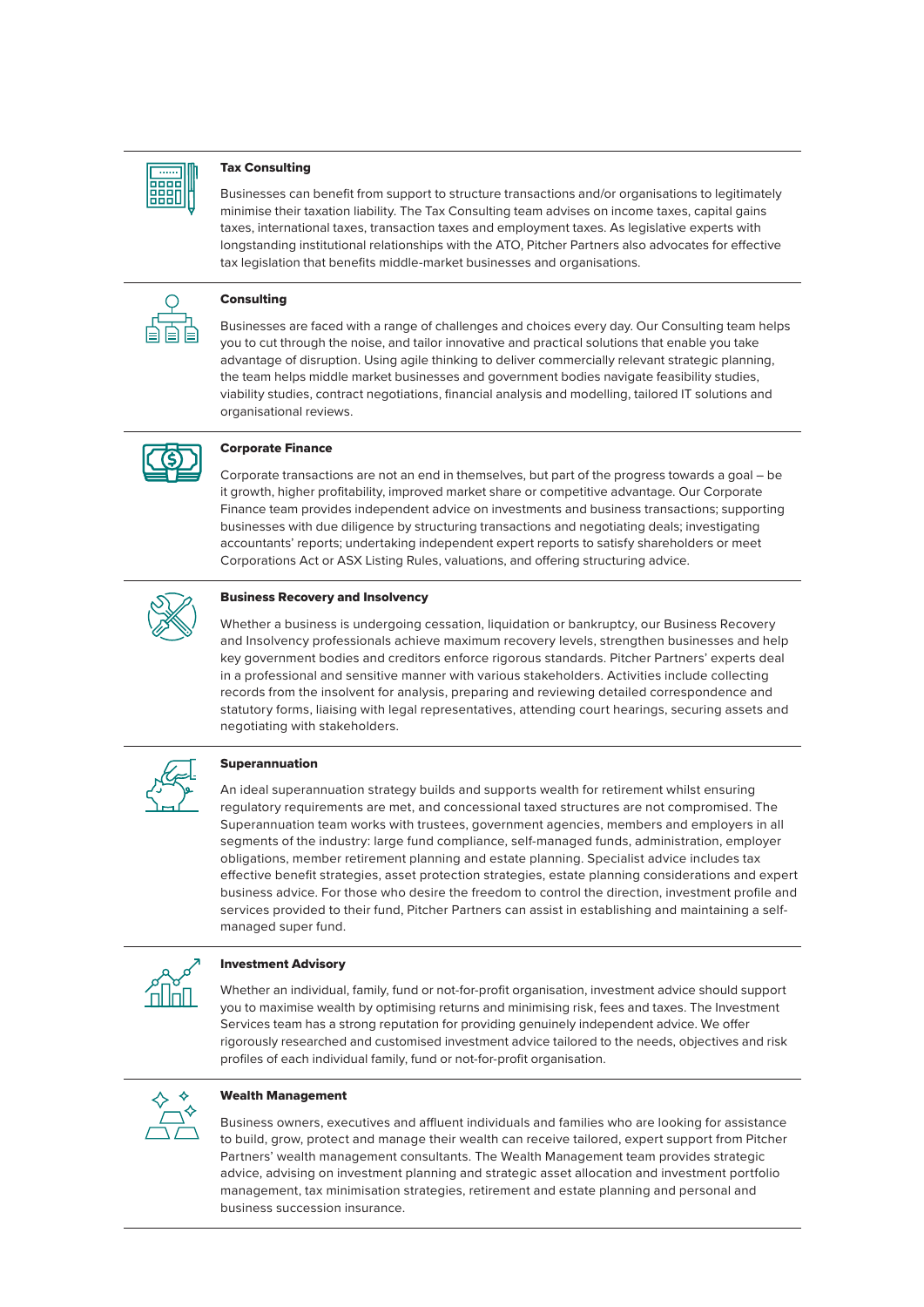### Tax Consulting

Businesses can benefit from support to structure transactions and/or organisations to legitimately minimise their taxation liability. The Tax Consulting team advises on income taxes, capital gains taxes, international taxes, transaction taxes and employment taxes. As legislative experts with longstanding institutional relationships with the ATO, Pitcher Partners also advocates for effective tax legislation that benefits middle-market businesses and organisations.

### Consulting

Businesses are faced with a range of challenges and choices every day. Our Consulting team helps you to cut through the noise, and tailor innovative and practical solutions that enable you take advantage of disruption. Using agile thinking to deliver commercially relevant strategic planning, the team helps middle market businesses and government bodies navigate feasibility studies, viability studies, contract negotiations, financial analysis and modelling, tailored IT solutions and organisational reviews.

### Corporate Finance

Corporate transactions are not an end in themselves, but part of the progress towards a goal – be it growth, higher profitability, improved market share or competitive advantage. Our Corporate Finance team provides independent advice on investments and business transactions; supporting businesses with due diligence by structuring transactions and negotiating deals; investigating accountants' reports; undertaking independent expert reports to satisfy shareholders or meet Corporations Act or ASX Listing Rules, valuations, and offering structuring advice.

### Business Recovery and Insolvency

Whether a business is undergoing cessation, liquidation or bankruptcy, our Business Recovery and Insolvency professionals achieve maximum recovery levels, strengthen businesses and help key government bodies and creditors enforce rigorous standards. Pitcher Partners' experts deal in a professional and sensitive manner with various stakeholders. Activities include collecting records from the insolvent for analysis, preparing and reviewing detailed correspondence and statutory forms, liaising with legal representatives, attending court hearings, securing assets and negotiating with stakeholders.

### Superannuation

An ideal superannuation strategy builds and supports wealth for retirement whilst ensuring regulatory requirements are met, and concessional taxed structures are not compromised. The Superannuation team works with trustees, government agencies, members and employers in all segments of the industry: large fund compliance, self-managed funds, administration, employer obligations, member retirement planning and estate planning. Specialist advice includes tax effective benefit strategies, asset protection strategies, estate planning considerations and expert business advice. For those who desire the freedom to control the direction, investment profile and services provided to their fund, Pitcher Partners can assist in establishing and maintaining a self-managed super fund.

### Investment Advisory

Whether an individual, family, fund or not-for-profit organisation, investment advice should support you to maximise wealth by optimising returns and minimising risk, fees and taxes. The Investment Services team has a strong reputation for providing genuinely independent advice. We offer rigorously researched and customised investment advice tailored to the needs, objectives and risk profiles of each individual family, fund or not-for-profit organisation.

### Wealth Management

Business owners, executives and affluent individuals and families who are looking for assistance to build, grow, protect and manage their wealth can receive tailored, expert support from Pitcher Partners' wealth management consultants. The Wealth Management team provides strategic advice, advising on investment planning and strategic asset allocation and investment portfolio management, tax minimisation strategies, retirement and estate planning and personal and business succession insurance.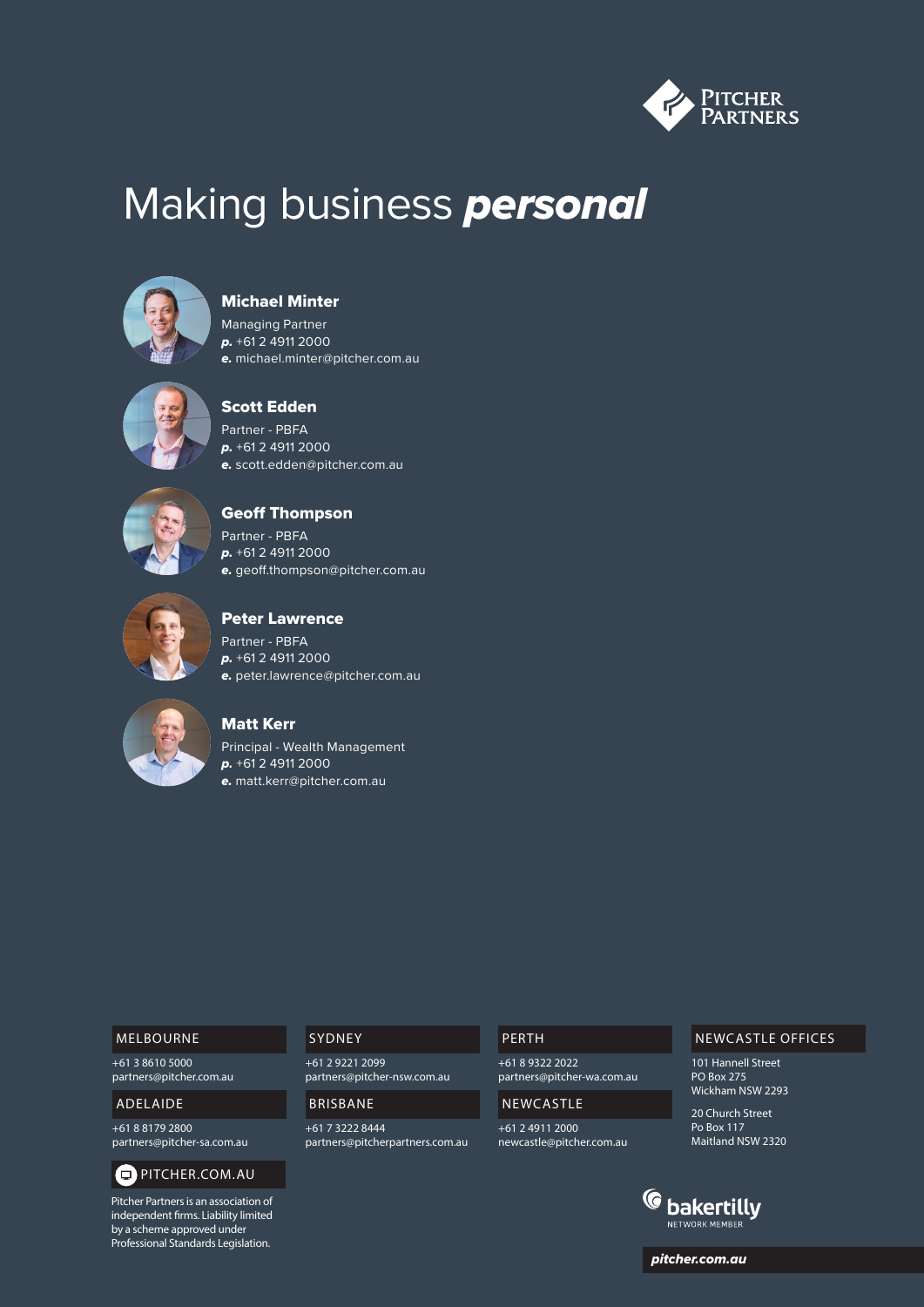Pitcher Partners

# Making business ***personal***

**Michael Minter**
Managing Partner
***p.*** +61 2 4911 2000
***e.*** michael.minter@pitcher.com.au

**Scott Edden**
Partner - PBFA
***p.*** +61 2 4911 2000
***e.*** scott.edden@pitcher.com.au

**Geoff Thompson**
Partner - PBFA
***p.*** +61 2 4911 2000
***e.*** geoff.thompson@pitcher.com.au

**Peter Lawrence**
Partner - PBFA
***p.*** +61 2 4911 2000
***e.*** peter.lawrence@pitcher.com.au

**Matt Kerr**
Principal - Wealth Management
***p.*** +61 2 4911 2000
***e.*** matt.kerr@pitcher.com.au

MELBOURNE
+61 3 8610 5000
partners@pitcher.com.au

ADELAIDE
+61 8 8179 2800
partners@pitcher-sa.com.au

SYDNEY
+61 2 9221 2099
partners@pitcher-nsw.com.au

BRISBANE
+61 7 3222 8444
partners@pitcherpartners.com.au

PERTH
+61 8 9322 2022
partners@pitcher-wa.com.au

NEWCASTLE
+61 2 4911 2000
newcastle@pitcher.com.au

NEWCASTLE OFFICES
101 Hannell Street
PO Box 275
Wickham NSW 2293

20 Church Street
Po Box 117
Maitland NSW 2320

PITCHER.COM.AU

Pitcher Partners is an association of independent firms. Liability limited by a scheme approved under Professional Standards Legislation.

bakertilly NETWORK MEMBER

***pitcher.com.au***